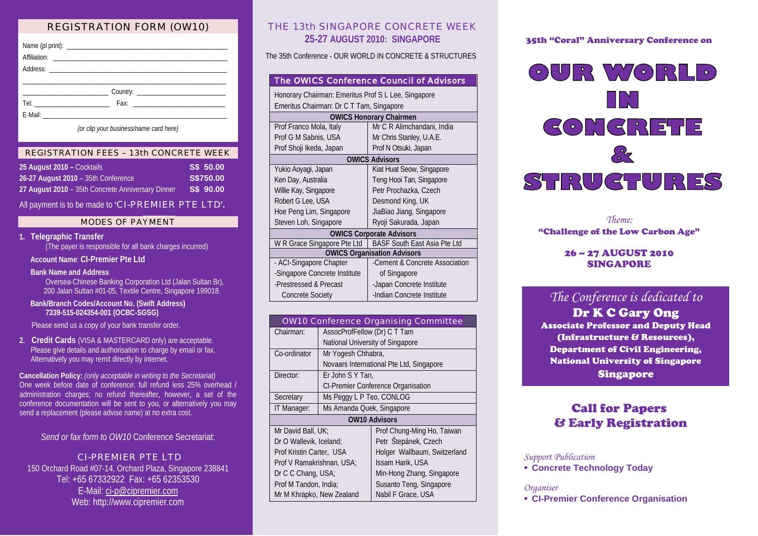## REGISTRATION FORM (OW10)

Name (pl print): ____________________

Affiliation: ____________________

Address: ____________________

____________________

____________________ Country: ____________________

Tel: ____________________ Fax: ____________________

E-Mail: ____________________

*(or clip your business/name card here)*

## REGISTRATION FEES – 13th CONCRETE WEEK

| | |
|---|---|
| **25 August 2010 –** Cocktails | **S$ 50.00** |
| **26-27 August 2010** – 35th Conference | **S$750.00** |
| **27 August 2010** – 35th Concrete Anniversary Dinner | **S$ 90.00** |

All payment is to be made to 'CI-PREMIER PTE LTD'.

## MODES OF PAYMENT

1. **Telegraphic Transfer**
   (The payer is responsible for all bank charges incurred)

   **Account Name**: **CI-Premier Pte Ltd**

   **Bank Name and Address**
   Oversea-Chinese Banking Corporation Ltd (Jalan Sultan Br), 200 Jalan Sultan #01-05, Textile Centre, Singapore 199018.

   **Bank/Branch Codes/Account No. (Swift Address)**
   **7339-515-024354-001 (OCBC-SGSG)**

   Please send us a copy of your bank transfer order.

2. **Credit Cards** (VISA & MASTERCARD only) are acceptable. Please give details and authorisation to charge by email or fax. Alternatively you may remit directly by internet.

**Cancellation Policy:** *(only acceptable in writing to the Secretariat)*
One week before date of conference: full refund less 25% overhead / administration charges; no refund thereafter, however, a set of the conference documentation will be sent to you, or alternatively you may send a replacement (please advise name) at no extra cost.

*Send or fax form to OW10* Conference Secretariat:

**CI-PREMIER PTE LTD**
150 Orchard Road #07-14, Orchard Plaza, Singapore 238841
Tel: +65 67332922 Fax: +65 62353530
E-Mail: ci-p@cipremier.com
Web: http://www.cipremier.com

# THE 13th SINGAPORE CONCRETE WEEK
## 25-27 AUGUST 2010: SINGAPORE

The 35th Conference - OUR WORLD IN CONCRETE & STRUCTURES

| The OWICS Conference Council of Advisors | |
|---|---|
| Honorary Chairman: Emeritus Prof S L Lee, Singapore | |
| Emeritus Chairman: Dr C T Tam, Singapore | |
| **OWICS Honorary Chairmen** | |
| Prof Franco Mola, Italy | Mr C R Alimchandani, India |
| Prof G M Sabnis, USA | Mr Chris Stanley, U.A.E. |
| Prof Shoji Ikeda, Japan | Prof N Otsuki, Japan |
| **OWICS Advisors** | |
| Yukio Aoyagi, Japan | Kiat Huat Seow, Singapore |
| Ken Day, Australia | Teng Hooi Tan, Singapore |
| Willie Kay, Singapore | Petr Prochazka, Czech |
| Robert G Lee, USA | Desmond King, UK |
| Hoe Peng Lim, Singapore | JiaBiao Jiang, Singapore |
| Steven Loh, Singapore | Ryoji Sakurada, Japan |
| **OWICS Corporate Advisors** | |
| W R Grace Singapore Pte Ltd | BASF South East Asia Pte Ltd |
| **OWICS Organisation Advisors** | |
| - ACI-Singapore Chapter | -Cement & Concrete Association of Singapore |
| -Singapore Concrete Institute | -Japan Concrete Institute |
| -Prestressed & Precast Concrete Society | -Indian Concrete Institute |

| OW10 Conference Organising Committee | |
|---|---|
| Chairman: | AssocProfFellow (Dr) C T Tam, National University of Singapore |
| Co-ordinator | Mr Yogesh Chhabra, Novaars International Pte Ltd, Singapore |
| Director: | Er John S Y Tan, CI-Premier Conference Organisation |
| Secretary | Ms Peggy L P Teo, CONLOG |
| IT Manager: | Ms Amanda Quek, Singapore |
| **OW10 Advisors** | |
| Mr David Ball, UK; | Prof Chung-Ming Ho, Taiwan |
| Dr O Wallevik, Iceland; | Petr Štepánek, Czech |
| Prof Kristin Carter, USA | Holger Wallbaum, Switzerland |
| Prof V Ramakrishnan, USA; | Issam Harik, USA |
| Dr C C Chang, USA; | Min-Hong Zhang, Singapore |
| Prof M Tandon, India; | Susanto Teng, Singapore |
| Mr M Khrapko, New Zealand | Nabil F Grace, USA |

35th "Coral" Anniversary Conference on

# OUR WORLD IN CONCRETE & STRUCTURES

*Theme:*
**"Challenge of the Low Carbon Age"**

**26 – 27 AUGUST 2010**
**SINGAPORE**

*The Conference is dedicated to*
**Dr K C Gary Ong**
**Associate Professor and Deputy Head (Infrastructure & Resources), Department of Civil Engineering, National University of Singapore**
**Singapore**

## Call for Papers & Early Registration

*Support Publication*
- **Concrete Technology Today**

*Organiser*
- **CI-Premier Conference Organisation**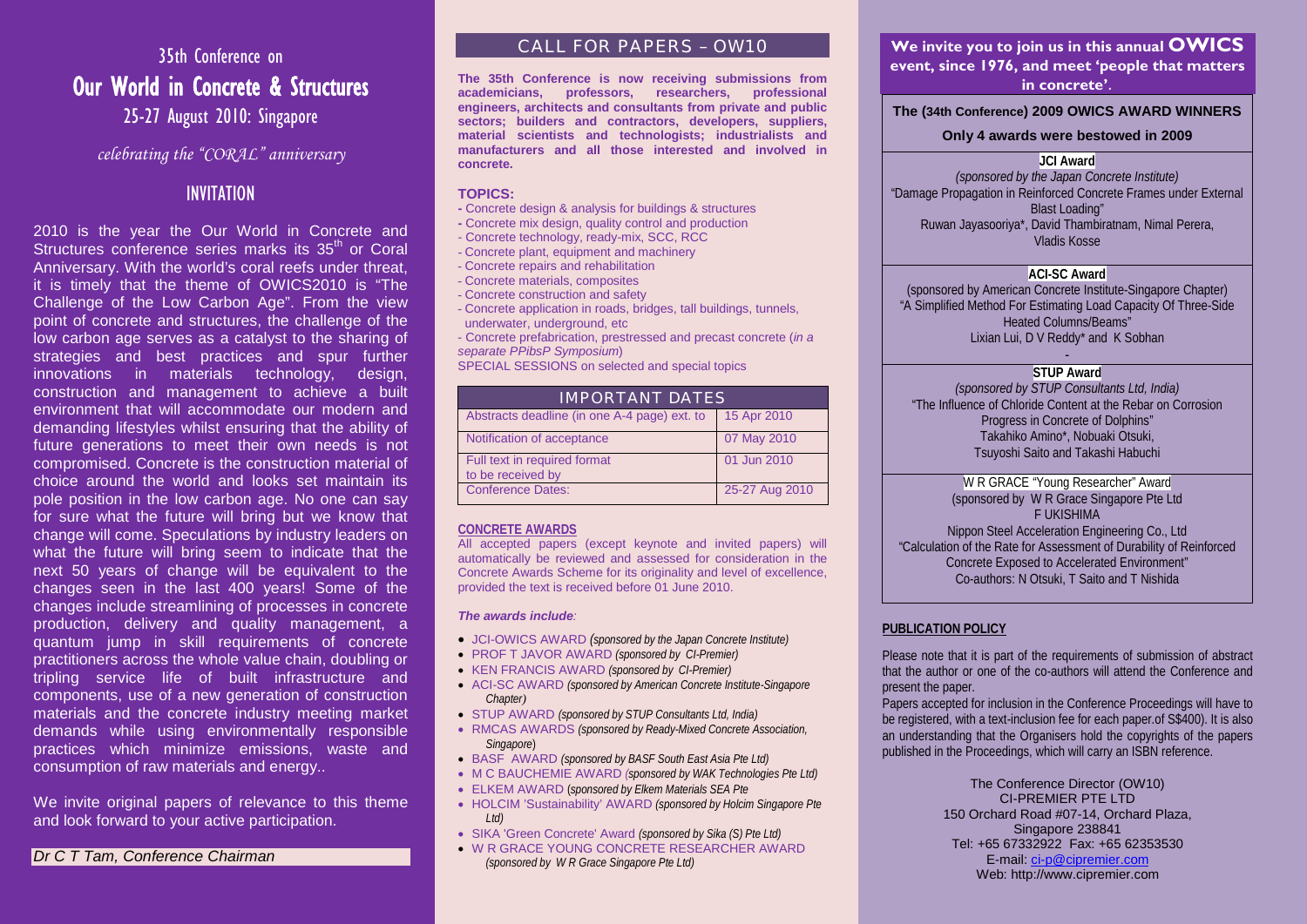# 35th Conference on
# Our World in Concrete & Structures
## 25-27 August 2010: Singapore

*celebrating the "CORAL" anniversary*

## INVITATION

2010 is the year the Our World in Concrete and Structures conference series marks its 35th or Coral Anniversary. With the world's coral reefs under threat, it is timely that the theme of OWICS2010 is "The Challenge of the Low Carbon Age". From the view point of concrete and structures, the challenge of the low carbon age serves as a catalyst to the sharing of strategies and best practices and spur further innovations in materials technology, design, construction and management to achieve a built environment that will accommodate our modern and demanding lifestyles whilst ensuring that the ability of future generations to meet their own needs is not compromised. Concrete is the construction material of choice around the world and looks set maintain its pole position in the low carbon age. No one can say for sure what the future will bring but we know that change will come. Speculations by industry leaders on what the future will bring seem to indicate that the next 50 years of change will be equivalent to the changes seen in the last 400 years! Some of the changes include streamlining of processes in concrete production, delivery and quality management, a quantum jump in skill requirements of concrete practitioners across the whole value chain, doubling or tripling service life of built infrastructure and components, use of a new generation of construction materials and the concrete industry meeting market demands while using environmentally responsible practices which minimize emissions, waste and consumption of raw materials and energy..

We invite original papers of relevance to this theme and look forward to your active participation.

*Dr C T Tam, Conference Chairman*

## CALL FOR PAPERS – OW10

**The 35th Conference is now receiving submissions from academicians, professors, researchers, professional engineers, architects and consultants from private and public sectors; builders and contractors, developers, suppliers, material scientists and technologists; industrialists and manufacturers and all those interested and involved in concrete.**

**TOPICS:**

- Concrete design & analysis for buildings & structures
- Concrete mix design, quality control and production
- Concrete technology, ready-mix, SCC, RCC
- Concrete plant, equipment and machinery
- Concrete repairs and rehabilitation
- Concrete materials, composites
- Concrete construction and safety
- Concrete application in roads, bridges, tall buildings, tunnels, underwater, underground, etc
- Concrete prefabrication, prestressed and precast concrete (*in a separate PPibsP Symposium*)

SPECIAL SESSIONS on selected and special topics

| IMPORTANT DATES | |
|---|---|
| Abstracts deadline (in one A-4 page) ext. to | 15 Apr 2010 |
| Notification of acceptance | 07 May 2010 |
| Full text in required format to be received by | 01 Jun 2010 |
| Conference Dates: | 25-27 Aug 2010 |

**CONCRETE AWARDS**

All accepted papers (except keynote and invited papers) will automatically be reviewed and assessed for consideration in the Concrete Awards Scheme for its originality and level of excellence, provided the text is received before 01 June 2010.

***The awards include:***

- JCI-OWICS AWARD (*sponsored by the Japan Concrete Institute)*
- PROF T JAVOR AWARD *(sponsored by CI-Premier)*
- KEN FRANCIS AWARD *(sponsored by CI-Premier)*
- ACI-SC AWARD *(sponsored by American Concrete Institute-Singapore Chapter)*
- STUP AWARD *(sponsored by STUP Consultants Ltd, India)*
- RMCAS AWARDS *(sponsored by Ready-Mixed Concrete Association, Singapore*)
- BASF AWARD *(sponsored by BASF South East Asia Pte Ltd)*
- M C BAUCHEMIE AWARD *(sponsored by WAK Technologies Pte Ltd)*
- ELKEM AWARD (*sponsored by Elkem Materials SEA Pte*
- HOLCIM 'Sustainability' AWARD *(sponsored by Holcim Singapore Pte Ltd)*
- SIKA 'Green Concrete' Award *(sponsored by Sika (S) Pte Ltd)*
- W R GRACE YOUNG CONCRETE RESEARCHER AWARD *(sponsored by W R Grace Singapore Pte Ltd)*

**We invite you to join us in this annual OWICS event, since 1976, and meet 'people that matters in concrete'.**

**The (34th Conference) 2009 OWICS AWARD WINNERS**

**Only 4 awards were bestowed in 2009**

**JCI Award**
*(sponsored by the Japan Concrete Institute)*
"Damage Propagation in Reinforced Concrete Frames under External Blast Loading"
Ruwan Jayasooriya*, David Thambiratnam, Nimal Perera, Vladis Kosse

**ACI-SC Award**
(sponsored by American Concrete Institute-Singapore Chapter)
"A Simplified Method For Estimating Load Capacity Of Three-Side Heated Columns/Beams"
Lixian Lui, D V Reddy* and K Sobhan

**STUP Award**
*(sponsored by STUP Consultants Ltd, India)*
"The Influence of Chloride Content at the Rebar on Corrosion Progress in Concrete of Dolphins"
Takahiko Amino*, Nobuaki Otsuki, Tsuyoshi Saito and Takashi Habuchi

W R GRACE "Young Researcher" Award
(sponsored by W R Grace Singapore Pte Ltd
F UKISHIMA
Nippon Steel Acceleration Engineering Co., Ltd
"Calculation of the Rate for Assessment of Durability of Reinforced Concrete Exposed to Accelerated Environment"
Co-authors: N Otsuki, T Saito and T Nishida

**PUBLICATION POLICY**

Please note that it is part of the requirements of submission of abstract that the author or one of the co-authors will attend the Conference and present the paper.

Papers accepted for inclusion in the Conference Proceedings will have to be registered, with a text-inclusion fee for each paper.of S$400). It is also an understanding that the Organisers hold the copyrights of the papers published in the Proceedings, which will carry an ISBN reference.

The Conference Director (OW10)
CI-PREMIER PTE LTD
150 Orchard Road #07-14, Orchard Plaza,
Singapore 238841
Tel: +65 67332922 Fax: +65 62353530
E-mail: ci-p@cipremier.com
Web: http://www.cipremier.com